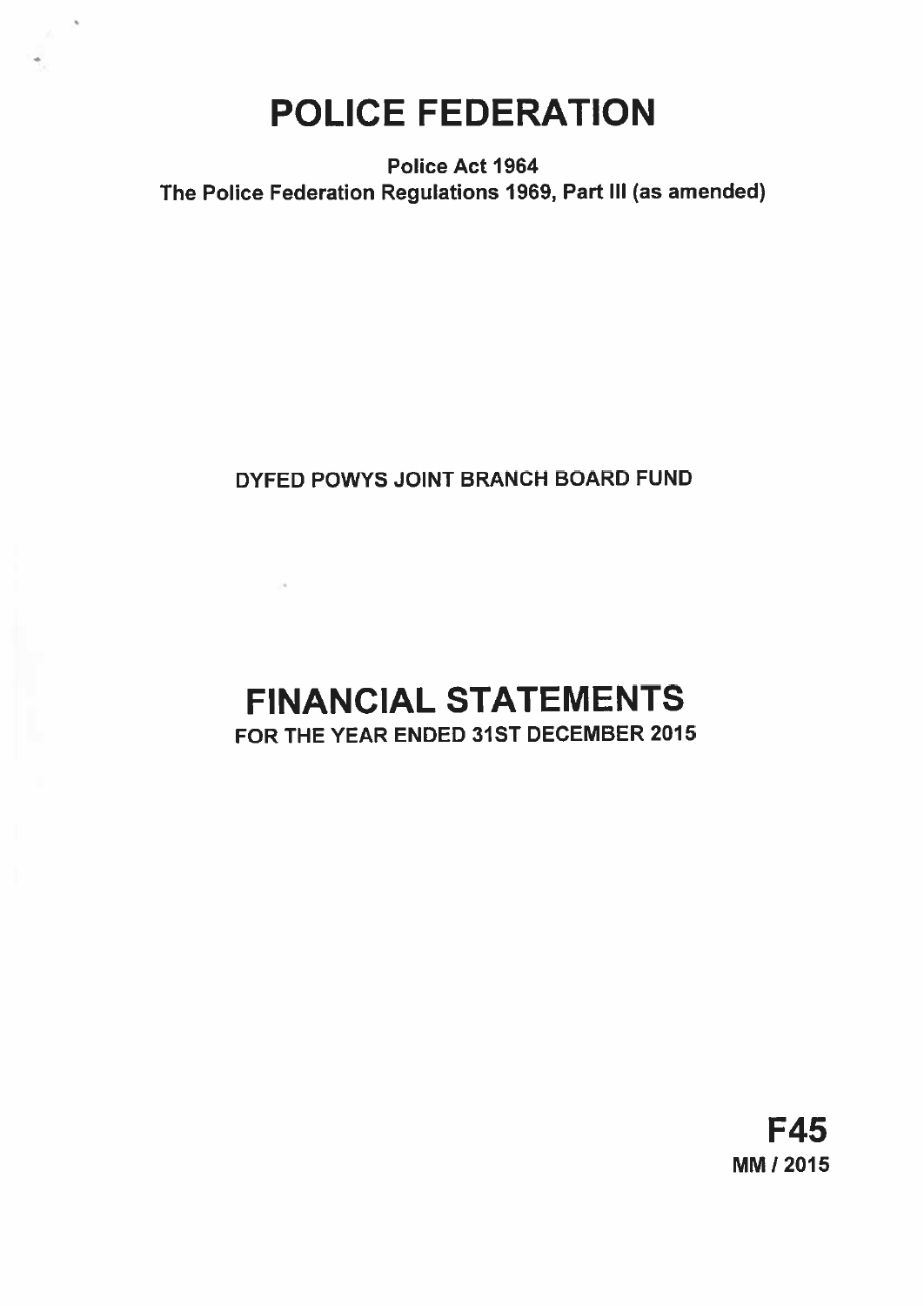# POLICE FEDERATION

**Police Act 1964**
**The Police Federation Regulations 1969, Part III (as amended)**

DYFED POWYS JOINT BRANCH BOARD FUND

# FINANCIAL STATEMENTS

FOR THE YEAR ENDED 31ST DECEMBER 2015

**F45**
**MM / 2015**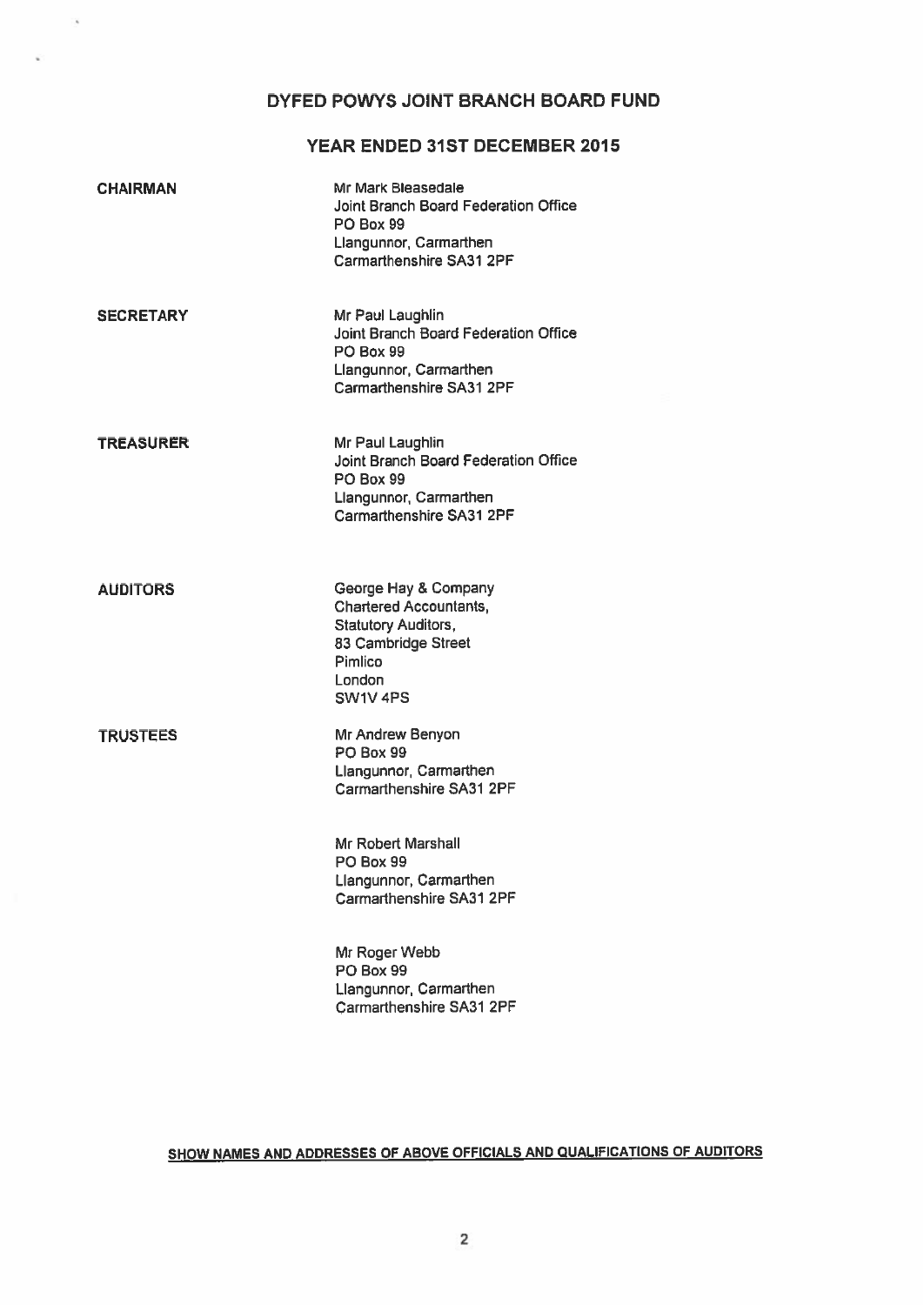# DYFED POWYS JOINT BRANCH BOARD FUND

## YEAR ENDED 31ST DECEMBER 2015

| | |
|---|---|
| **CHAIRMAN** | Mr Mark Bleasedale<br>Joint Branch Board Federation Office<br>PO Box 99<br>Llangunnor, Carmarthen<br>Carmarthenshire SA31 2PF |
| **SECRETARY** | Mr Paul Laughlin<br>Joint Branch Board Federation Office<br>PO Box 99<br>Llangunnor, Carmarthen<br>Carmarthenshire SA31 2PF |
| **TREASURER** | Mr Paul Laughlin<br>Joint Branch Board Federation Office<br>PO Box 99<br>Llangunnor, Carmarthen<br>Carmarthenshire SA31 2PF |
| **AUDITORS** | George Hay & Company<br>Chartered Accountants,<br>Statutory Auditors,<br>83 Cambridge Street<br>Pimlico<br>London<br>SW1V 4PS |
| **TRUSTEES** | Mr Andrew Benyon<br>PO Box 99<br>Llangunnor, Carmarthen<br>Carmarthenshire SA31 2PF |
| | Mr Robert Marshall<br>PO Box 99<br>Llangunnor, Carmarthen<br>Carmarthenshire SA31 2PF |
| | Mr Roger Webb<br>PO Box 99<br>Llangunnor, Carmarthen<br>Carmarthenshire SA31 2PF |

**SHOW NAMES AND ADDRESSES OF ABOVE OFFICIALS AND QUALIFICATIONS OF AUDITORS**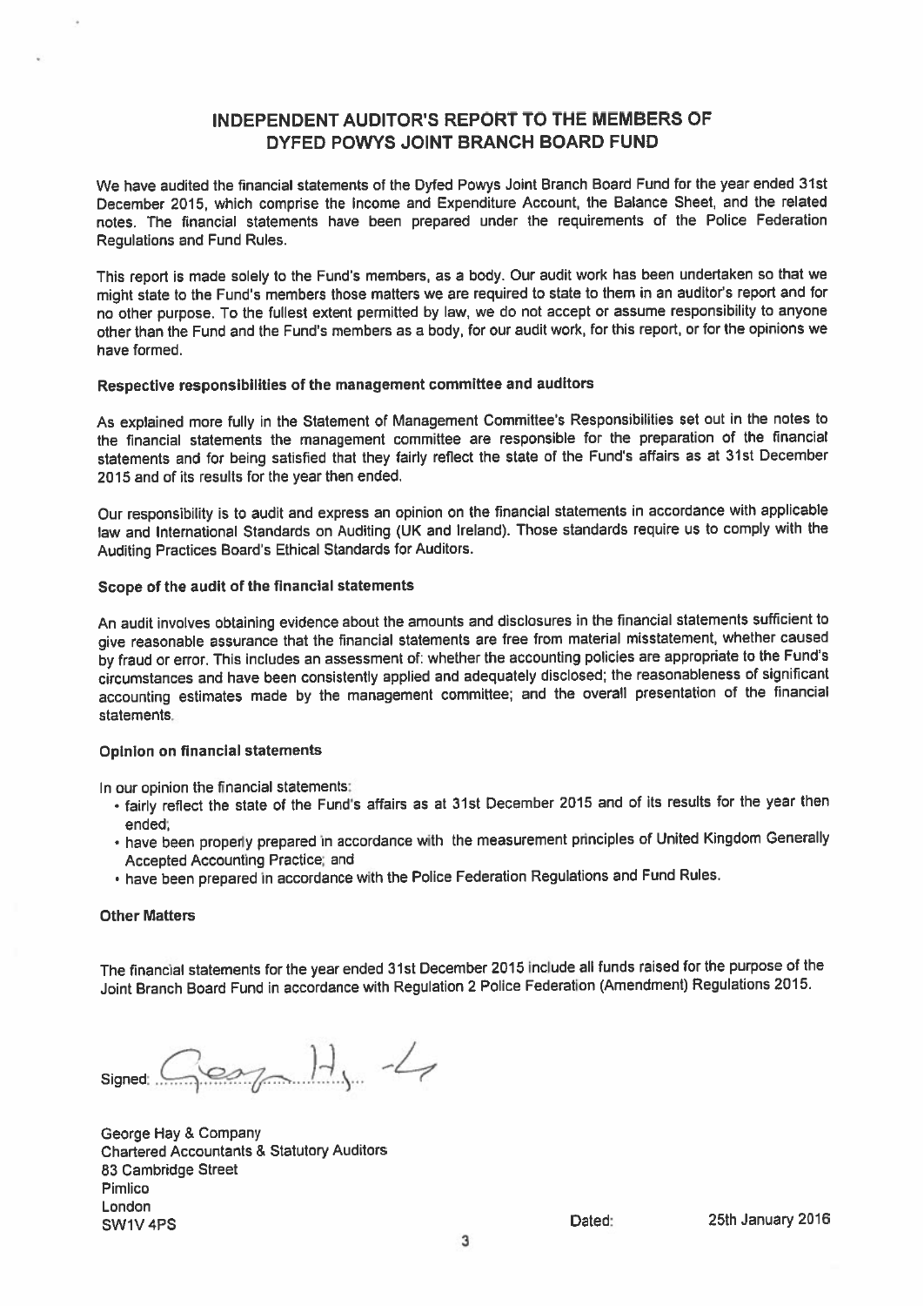# INDEPENDENT AUDITOR'S REPORT TO THE MEMBERS OF DYFED POWYS JOINT BRANCH BOARD FUND

We have audited the financial statements of the Dyfed Powys Joint Branch Board Fund for the year ended 31st December 2015, which comprise the Income and Expenditure Account, the Balance Sheet, and the related notes. The financial statements have been prepared under the requirements of the Police Federation Regulations and Fund Rules.

This report is made solely to the Fund's members, as a body. Our audit work has been undertaken so that we might state to the Fund's members those matters we are required to state to them in an auditor's report and for no other purpose. To the fullest extent permitted by law, we do not accept or assume responsibility to anyone other than the Fund and the Fund's members as a body, for our audit work, for this report, or for the opinions we have formed.

### Respective responsibilities of the management committee and auditors

As explained more fully in the Statement of Management Committee's Responsibilities set out in the notes to the financial statements the management committee are responsible for the preparation of the financial statements and for being satisfied that they fairly reflect the state of the Fund's affairs as at 31st December 2015 and of its results for the year then ended.

Our responsibility is to audit and express an opinion on the financial statements in accordance with applicable law and International Standards on Auditing (UK and Ireland). Those standards require us to comply with the Auditing Practices Board's Ethical Standards for Auditors.

### Scope of the audit of the financial statements

An audit involves obtaining evidence about the amounts and disclosures in the financial statements sufficient to give reasonable assurance that the financial statements are free from material misstatement, whether caused by fraud or error. This includes an assessment of: whether the accounting policies are appropriate to the Fund's circumstances and have been consistently applied and adequately disclosed; the reasonableness of significant accounting estimates made by the management committee; and the overall presentation of the financial statements.

### Opinion on financial statements

In our opinion the financial statements:

- fairly reflect the state of the Fund's affairs as at 31st December 2015 and of its results for the year then ended;
- have been properly prepared in accordance with the measurement principles of United Kingdom Generally Accepted Accounting Practice; and
- have been prepared in accordance with the Police Federation Regulations and Fund Rules.

### Other Matters

The financial statements for the year ended 31st December 2015 include all funds raised for the purpose of the Joint Branch Board Fund in accordance with Regulation 2 Police Federation (Amendment) Regulations 2015.

Signed: George Hay & Co

George Hay & Company
Chartered Accountants & Statutory Auditors
83 Cambridge Street
Pimlico
London
SW1V 4PS

Dated: 25th January 2016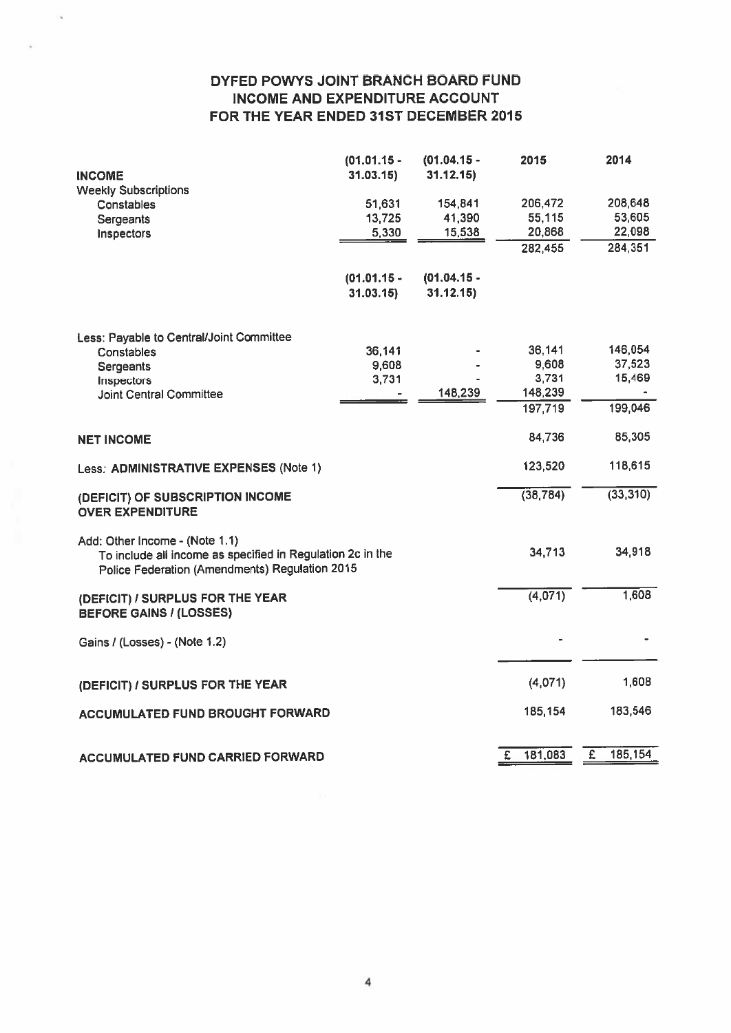# DYFED POWYS JOINT BRANCH BOARD FUND
## INCOME AND EXPENDITURE ACCOUNT
## FOR THE YEAR ENDED 31ST DECEMBER 2015

| | (01.01.15 - 31.03.15) | (01.04.15 - 31.12.15) | 2015 | 2014 |
|---|---|---|---|---|
| **INCOME** | | | | |
| Weekly Subscriptions | | | | |
| Constables | 51,631 | 154,841 | 206,472 | 208,648 |
| Sergeants | 13,725 | 41,390 | 55,115 | 53,605 |
| Inspectors | 5,330 | 15,538 | 20,868 | 22,098 |
| | | | 282,455 | 284,351 |
| | (01.01.15 - 31.03.15) | (01.04.15 - 31.12.15) | | |
| Less: Payable to Central/Joint Committee | | | | |
| Constables | 36,141 | - | 36,141 | 146,054 |
| Sergeants | 9,608 | - | 9,608 | 37,523 |
| Inspectors | 3,731 | - | 3,731 | 15,469 |
| Joint Central Committee | - | 148,239 | 148,239 | - |
| | | | 197,719 | 199,046 |
| **NET INCOME** | | | 84,736 | 85,305 |
| Less: **ADMINISTRATIVE EXPENSES** (Note 1) | | | 123,520 | 118,615 |
| **(DEFICIT) OF SUBSCRIPTION INCOME OVER EXPENDITURE** | | | (38,784) | (33,310) |
| Add: Other Income - (Note 1.1) To include all income as specified in Regulation 2c in the Police Federation (Amendments) Regulation 2015 | | | 34,713 | 34,918 |
| **(DEFICIT) / SURPLUS FOR THE YEAR BEFORE GAINS / (LOSSES)** | | | (4,071) | 1,608 |
| Gains / (Losses) - (Note 1.2) | | | - | - |
| **(DEFICIT) / SURPLUS FOR THE YEAR** | | | (4,071) | 1,608 |
| **ACCUMULATED FUND BROUGHT FORWARD** | | | 185,154 | 183,546 |
| **ACCUMULATED FUND CARRIED FORWARD** | | | £ 181,083 | £ 185,154 |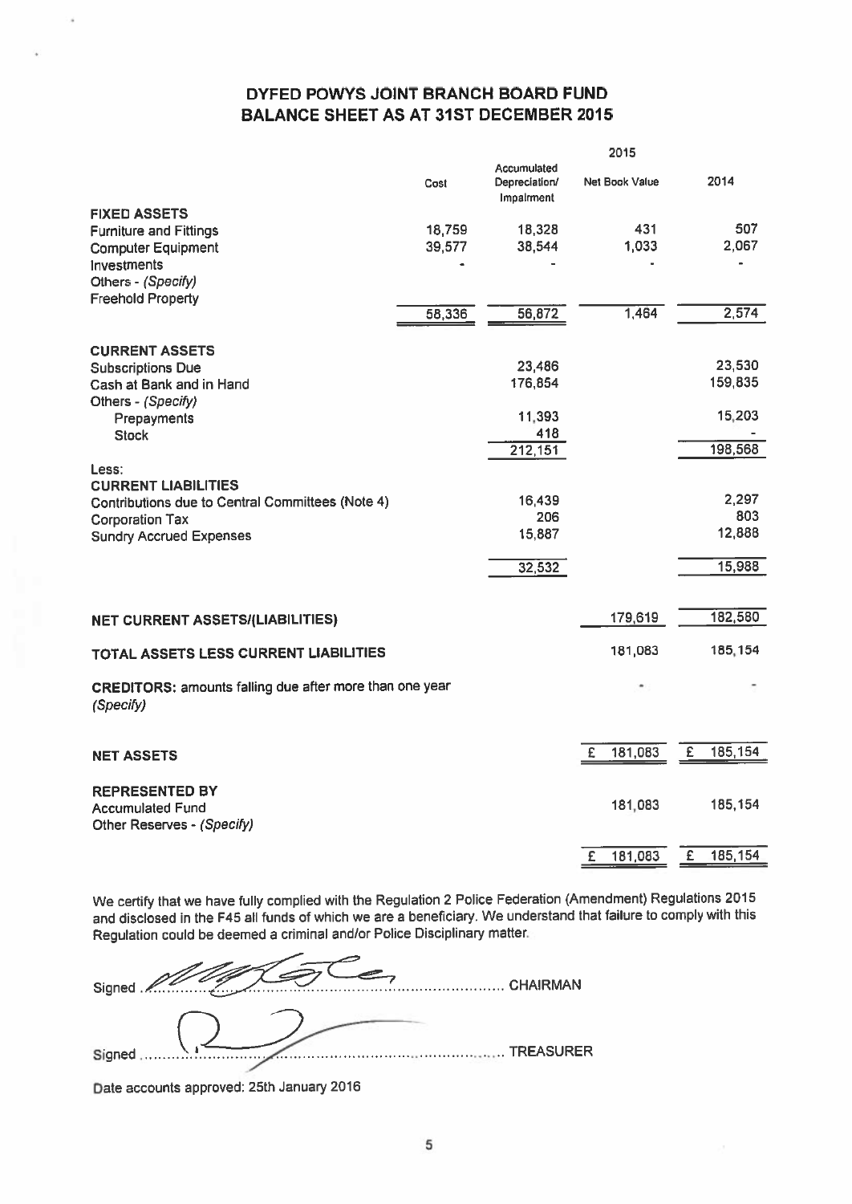# DYFED POWYS JOINT BRANCH BOARD FUND
# BALANCE SHEET AS AT 31ST DECEMBER 2015

| | Cost | Accumulated Depreciation/ Impairment | 2015 Net Book Value | 2014 |
|---|---|---|---|---|
| **FIXED ASSETS** | | | | |
| Furniture and Fittings | 18,759 | 18,328 | 431 | 507 |
| Computer Equipment | 39,577 | 38,544 | 1,033 | 2,067 |
| Investments | - | - | - | - |
| Others - *(Specify)* | | | | |
| Freehold Property | | | | |
| | 58,336 | 56,872 | 1,464 | 2,574 |
| **CURRENT ASSETS** | | | | |
| Subscriptions Due | | 23,486 | | 23,530 |
| Cash at Bank and in Hand | | 176,854 | | 159,835 |
| Others - *(Specify)* | | | | |
| Prepayments | | 11,393 | | 15,203 |
| Stock | | 418 | | - |
| | | 212,151 | | 198,568 |
| Less: | | | | |
| **CURRENT LIABILITIES** | | | | |
| Contributions due to Central Committees (Note 4) | | 16,439 | | 2,297 |
| Corporation Tax | | 206 | | 803 |
| Sundry Accrued Expenses | | 15,887 | | 12,888 |
| | | 32,532 | | 15,988 |
| **NET CURRENT ASSETS/(LIABILITIES)** | | | 179,619 | 182,580 |
| **TOTAL ASSETS LESS CURRENT LIABILITIES** | | | 181,083 | 185,154 |
| **CREDITORS:** amounts falling due after more than one year *(Specify)* | | | - | - |
| **NET ASSETS** | | | £ 181,083 | £ 185,154 |
| **REPRESENTED BY** | | | | |
| Accumulated Fund | | | 181,083 | 185,154 |
| Other Reserves - *(Specify)* | | | | |
| | | | £ 181,083 | £ 185,154 |

We certify that we have fully complied with the Regulation 2 Police Federation (Amendment) Regulations 2015 and disclosed in the F45 all funds of which we are a beneficiary. We understand that failure to comply with this Regulation could be deemed a criminal and/or Police Disciplinary matter.

Signed ............................................................ CHAIRMAN

Signed ............................................................ TREASURER

Date accounts approved: 25th January 2016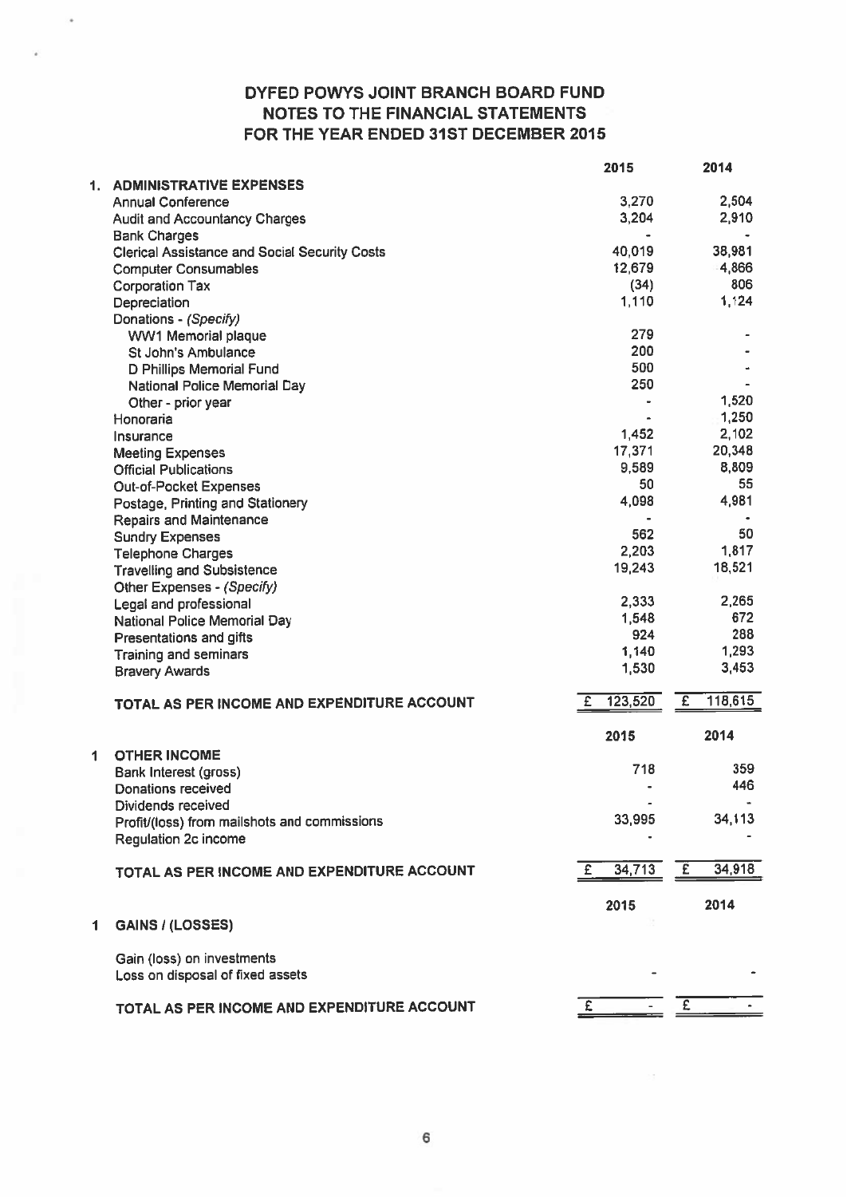# DYFED POWYS JOINT BRANCH BOARD FUND
## NOTES TO THE FINANCIAL STATEMENTS
## FOR THE YEAR ENDED 31ST DECEMBER 2015

| | 2015 | 2014 |
|---|---|---|
| **1. ADMINISTRATIVE EXPENSES** | | |
| Annual Conference | 3,270 | 2,504 |
| Audit and Accountancy Charges | 3,204 | 2,910 |
| Bank Charges | - | - |
| Clerical Assistance and Social Security Costs | 40,019 | 38,981 |
| Computer Consumables | 12,679 | 4,866 |
| Corporation Tax | (34) | 806 |
| Depreciation | 1,110 | 1,124 |
| Donations - *(Specify)* | | |
| WW1 Memorial plaque | 279 | - |
| St John's Ambulance | 200 | - |
| D Phillips Memorial Fund | 500 | - |
| National Police Memorial Day | 250 | - |
| Other - prior year | - | 1,520 |
| Honoraria | - | 1,250 |
| Insurance | 1,452 | 2,102 |
| Meeting Expenses | 17,371 | 20,348 |
| Official Publications | 9,589 | 8,809 |
| Out-of-Pocket Expenses | 50 | 55 |
| Postage, Printing and Stationery | 4,098 | 4,981 |
| Repairs and Maintenance | - | - |
| Sundry Expenses | 562 | 50 |
| Telephone Charges | 2,203 | 1,817 |
| Travelling and Subsistence | 19,243 | 18,521 |
| Other Expenses - *(Specify)* | | |
| Legal and professional | 2,333 | 2,265 |
| National Police Memorial Day | 1,548 | 672 |
| Presentations and gifts | 924 | 288 |
| Training and seminars | 1,140 | 1,293 |
| Bravery Awards | 1,530 | 3,453 |
| **TOTAL AS PER INCOME AND EXPENDITURE ACCOUNT** | £ 123,520 | £ 118,615 |

| | 2015 | 2014 |
|---|---|---|
| **1 OTHER INCOME** | | |
| Bank Interest (gross) | 718 | 359 |
| Donations received | - | 446 |
| Dividends received | - | - |
| Profit/(loss) from mailshots and commissions | 33,995 | 34,113 |
| Regulation 2c income | - | - |
| **TOTAL AS PER INCOME AND EXPENDITURE ACCOUNT** | £ 34,713 | £ 34,918 |

| | 2015 | 2014 |
|---|---|---|
| **1 GAINS / (LOSSES)** | | |
| Gain (loss) on investments | | |
| Loss on disposal of fixed assets | - | - |
| **TOTAL AS PER INCOME AND EXPENDITURE ACCOUNT** | £ - | £ - |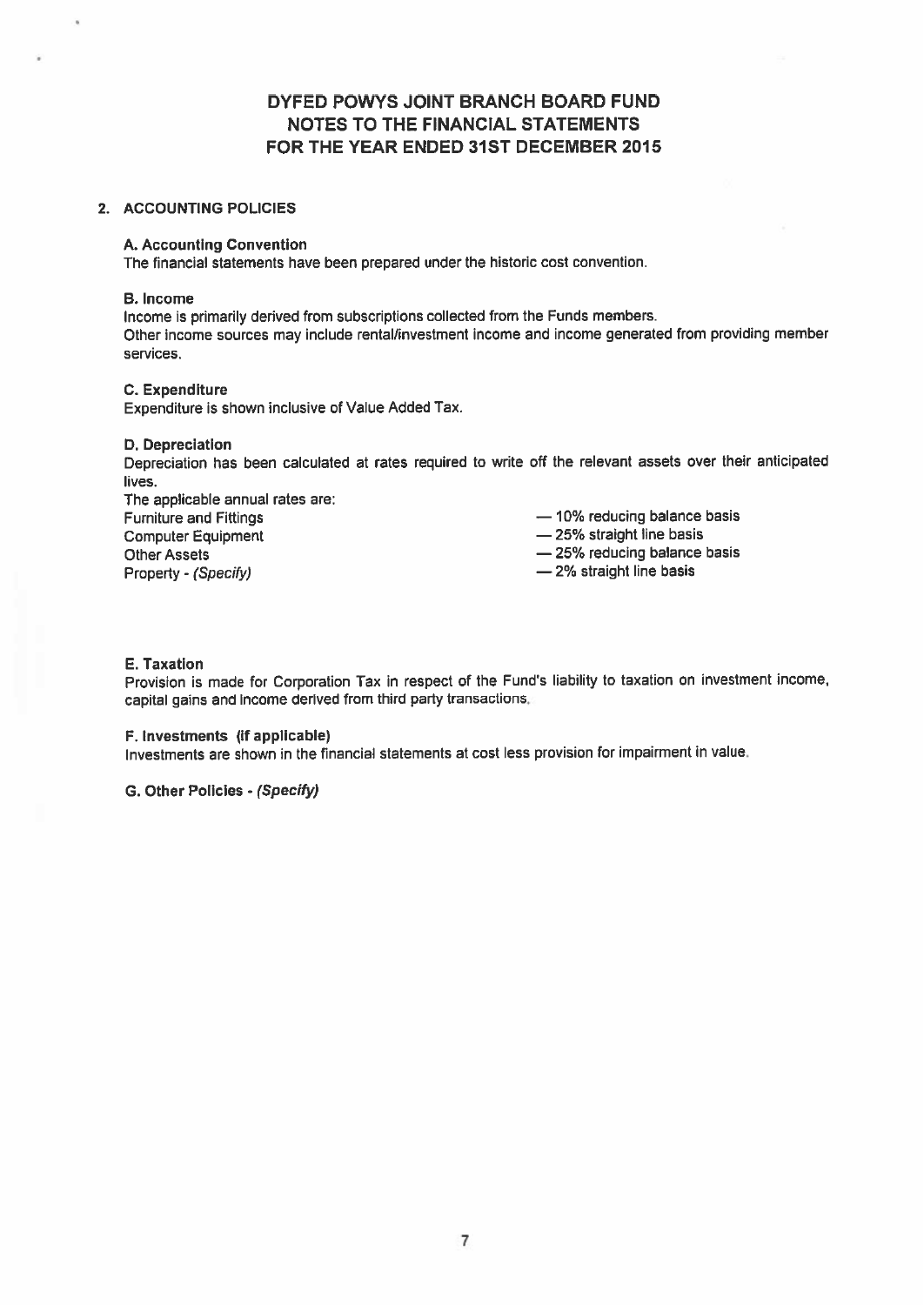# DYFED POWYS JOINT BRANCH BOARD FUND
## NOTES TO THE FINANCIAL STATEMENTS
## FOR THE YEAR ENDED 31ST DECEMBER 2015

### 2. ACCOUNTING POLICIES

**A. Accounting Convention**

The financial statements have been prepared under the historic cost convention.

**B. Income**

Income is primarily derived from subscriptions collected from the Funds members.
Other income sources may include rental/investment income and income generated from providing member services.

**C. Expenditure**

Expenditure is shown inclusive of Value Added Tax.

**D. Depreciation**

Depreciation has been calculated at rates required to write off the relevant assets over their anticipated lives.

The applicable annual rates are:

| | |
|---|---|
| Furniture and Fittings | — 10% reducing balance basis |
| Computer Equipment | — 25% straight line basis |
| Other Assets | — 25% reducing balance basis |
| Property - *(Specify)* | — 2% straight line basis |

**E. Taxation**

Provision is made for Corporation Tax in respect of the Fund's liability to taxation on investment income, capital gains and income derived from third party transactions.

**F. Investments (if applicable)**

Investments are shown in the financial statements at cost less provision for impairment in value.

**G. Other Policies - *(Specify)***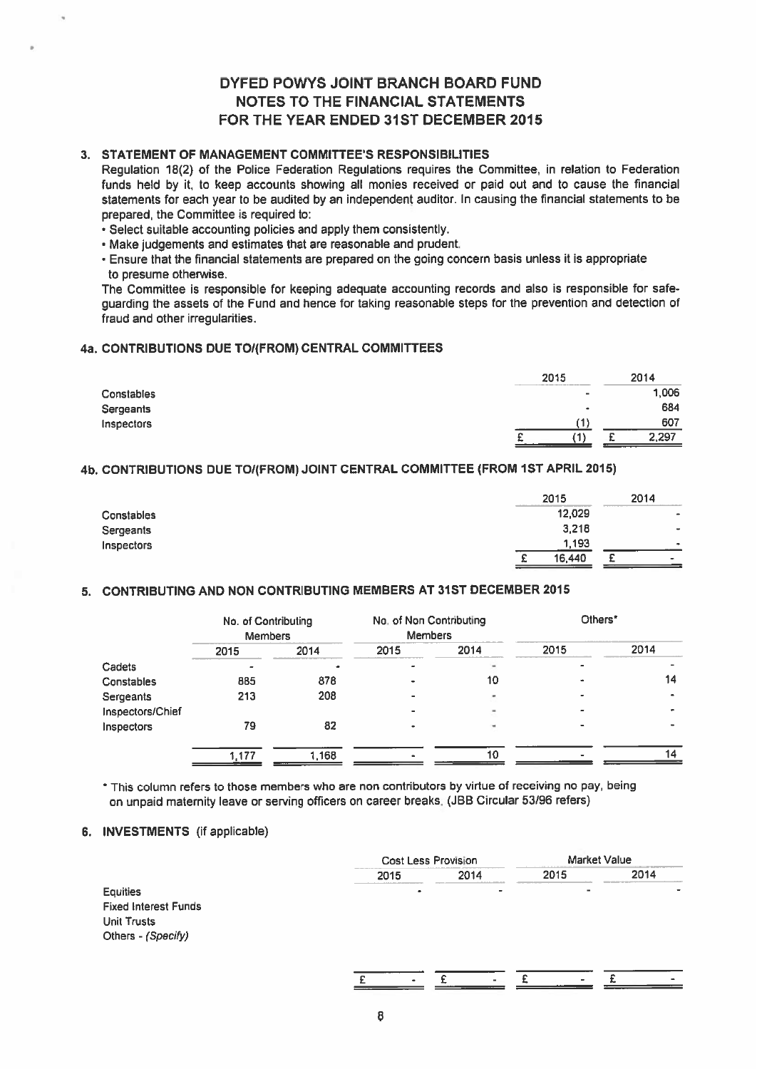# DYFED POWYS JOINT BRANCH BOARD FUND
# NOTES TO THE FINANCIAL STATEMENTS
# FOR THE YEAR ENDED 31ST DECEMBER 2015

## 3. STATEMENT OF MANAGEMENT COMMITTEE'S RESPONSIBILITIES

Regulation 18(2) of the Police Federation Regulations requires the Committee, in relation to Federation funds held by it, to keep accounts showing all monies received or paid out and to cause the financial statements for each year to be audited by an independent auditor. In causing the financial statements to be prepared, the Committee is required to:

- Select suitable accounting policies and apply them consistently.
- Make judgements and estimates that are reasonable and prudent.
- Ensure that the financial statements are prepared on the going concern basis unless it is appropriate to presume otherwise.

The Committee is responsible for keeping adequate accounting records and also is responsible for safe-guarding the assets of the Fund and hence for taking reasonable steps for the prevention and detection of fraud and other irregularities.

## 4a. CONTRIBUTIONS DUE TO/(FROM) CENTRAL COMMITTEES

| | 2015 | 2014 |
|---|---|---|
| Constables | - | 1,006 |
| Sergeants | - | 684 |
| Inspectors | (1) | 607 |
| | £ (1) | £ 2,297 |

## 4b. CONTRIBUTIONS DUE TO/(FROM) JOINT CENTRAL COMMITTEE (FROM 1ST APRIL 2015)

| | 2015 | 2014 |
|---|---|---|
| Constables | 12,029 | - |
| Sergeants | 3,218 | - |
| Inspectors | 1,193 | - |
| | £ 16,440 | £ - |

## 5. CONTRIBUTING AND NON CONTRIBUTING MEMBERS AT 31ST DECEMBER 2015

| | No. of Contributing Members | | No. of Non Contributing Members | | Others* | |
|---|---|---|---|---|---|---|
| | 2015 | 2014 | 2015 | 2014 | 2015 | 2014 |
| Cadets | - | - | - | - | - | - |
| Constables | 885 | 878 | - | 10 | - | 14 |
| Sergeants | 213 | 208 | - | - | - | - |
| Inspectors/Chief Inspectors | 79 | 82 | - | - | - | - |
| | 1,177 | 1,168 | - | 10 | - | 14 |

\* This column refers to those members who are non contributors by virtue of receiving no pay, being on unpaid maternity leave or serving officers on career breaks. (JBB Circular 53/96 refers)

## 6. INVESTMENTS (if applicable)

| | Cost Less Provision | | Market Value | |
|---|---|---|---|---|
| | 2015 | 2014 | 2015 | 2014 |
| Equities | - | - | - | - |
| Fixed Interest Funds | | | | |
| Unit Trusts | | | | |
| Others - *(Specify)* | | | | |
| | £ - | £ - | £ - | £ - |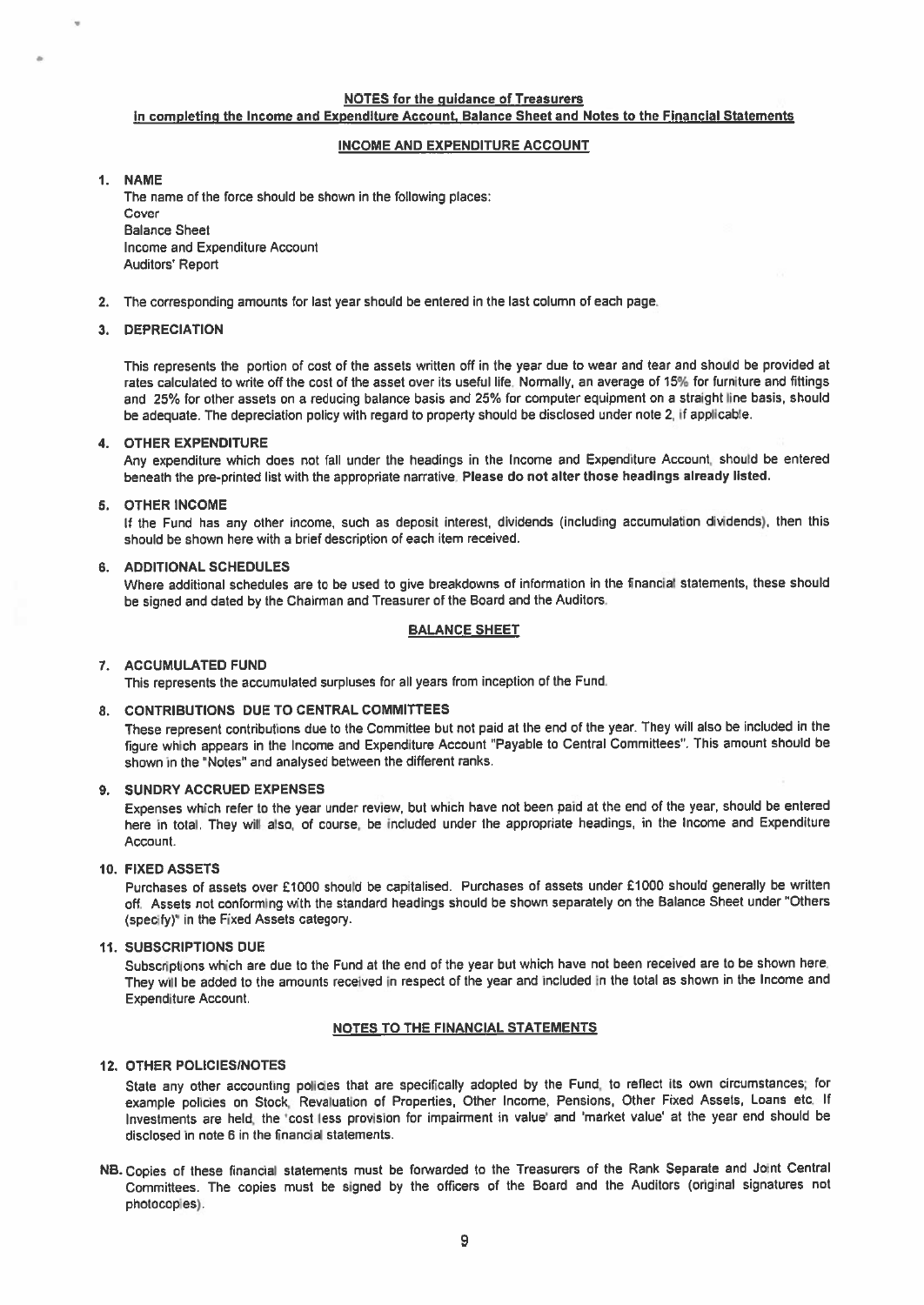## NOTES for the guidance of Treasurers
### in completing the Income and Expenditure Account, Balance Sheet and Notes to the Financial Statements

### INCOME AND EXPENDITURE ACCOUNT

**1. NAME**

The name of the force should be shown in the following places:
Cover
Balance Sheet
Income and Expenditure Account
Auditors' Report

**2.** The corresponding amounts for last year should be entered in the last column of each page.

**3. DEPRECIATION**

This represents the portion of cost of the assets written off in the year due to wear and tear and should be provided at rates calculated to write off the cost of the asset over its useful life. Normally, an average of 15% for furniture and fittings and 25% for other assets on a reducing balance basis and 25% for computer equipment on a straight line basis, should be adequate. The depreciation policy with regard to property should be disclosed under note 2, if applicable.

**4. OTHER EXPENDITURE**

Any expenditure which does not fall under the headings in the Income and Expenditure Account, should be entered beneath the pre-printed list with the appropriate narrative. **Please do not alter those headings already listed.**

**5. OTHER INCOME**

If the Fund has any other income, such as deposit interest, dividends (including accumulation dividends), then this should be shown here with a brief description of each item received.

**6. ADDITIONAL SCHEDULES**

Where additional schedules are to be used to give breakdowns of information in the financial statements, these should be signed and dated by the Chairman and Treasurer of the Board and the Auditors.

### BALANCE SHEET

**7. ACCUMULATED FUND**

This represents the accumulated surpluses for all years from inception of the Fund.

**8. CONTRIBUTIONS DUE TO CENTRAL COMMITTEES**

These represent contributions due to the Committee but not paid at the end of the year. They will also be included in the figure which appears in the Income and Expenditure Account "Payable to Central Committees". This amount should be shown in the "Notes" and analysed between the different ranks.

**9. SUNDRY ACCRUED EXPENSES**

Expenses which refer to the year under review, but which have not been paid at the end of the year, should be entered here in total. They will also, of course, be included under the appropriate headings, in the Income and Expenditure Account.

**10. FIXED ASSETS**

Purchases of assets over £1000 should be capitalised. Purchases of assets under £1000 should generally be written off. Assets not conforming with the standard headings should be shown separately on the Balance Sheet under "Others (specify)" in the Fixed Assets category.

**11. SUBSCRIPTIONS DUE**

Subscriptions which are due to the Fund at the end of the year but which have not been received are to be shown here. They will be added to the amounts received in respect of the year and included in the total as shown in the Income and Expenditure Account.

### NOTES TO THE FINANCIAL STATEMENTS

**12. OTHER POLICIES/NOTES**

State any other accounting policies that are specifically adopted by the Fund, to reflect its own circumstances; for example policies on Stock, Revaluation of Properties, Other Income, Pensions, Other Fixed Assets, Loans etc. If Investments are held, the 'cost less provision for impairment in value' and 'market value' at the year end should be disclosed in note 6 in the financial statements.

**NB.** Copies of these financial statements must be forwarded to the Treasurers of the Rank Separate and Joint Central Committees. The copies must be signed by the officers of the Board and the Auditors (original signatures not photocopies).